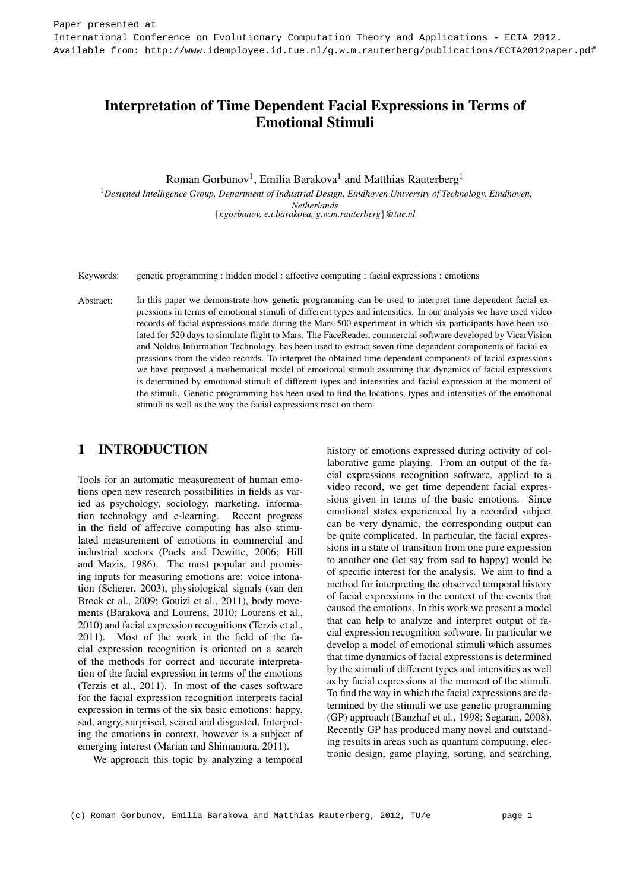Paper presented at
International Conference on Evolutionary Computation Theory and Applications - ECTA 2012.
Available from: http://www.idemployee.id.tue.nl/g.w.m.rauterberg/publications/ECTA2012paper.pdf

# Interpretation of Time Dependent Facial Expressions in Terms of Emotional Stimuli

Roman Gorbunov[1], Emilia Barakova[1] and Matthias Rauterberg[1]

[1]*Designed Intelligence Group, Department of Industrial Design, Eindhoven University of Technology, Eindhoven, Netherlands*
{*r.gorbunov, e.i.barakova, g.w.m.rauterberg*}*@tue.nl*

Keywords: genetic programming : hidden model : affective computing : facial expressions : emotions

Abstract: In this paper we demonstrate how genetic programming can be used to interpret time dependent facial expressions in terms of emotional stimuli of different types and intensities. In our analysis we have used video records of facial expressions made during the Mars-500 experiment in which six participants have been isolated for 520 days to simulate flight to Mars. The FaceReader, commercial software developed by VicarVision and Noldus Information Technology, has been used to extract seven time dependent components of facial expressions from the video records. To interpret the obtained time dependent components of facial expressions we have proposed a mathematical model of emotional stimuli assuming that dynamics of facial expressions is determined by emotional stimuli of different types and intensities and facial expression at the moment of the stimuli. Genetic programming has been used to find the locations, types and intensities of the emotional stimuli as well as the way the facial expressions react on them.

## 1 INTRODUCTION

Tools for an automatic measurement of human emotions open new research possibilities in fields as varied as psychology, sociology, marketing, information technology and e-learning. Recent progress in the field of affective computing has also stimulated measurement of emotions in commercial and industrial sectors (Poels and Dewitte, 2006; Hill and Mazis, 1986). The most popular and promising inputs for measuring emotions are: voice intonation (Scherer, 2003), physiological signals (van den Broek et al., 2009; Gouizi et al., 2011), body movements (Barakova and Lourens, 2010; Lourens et al., 2010) and facial expression recognitions (Terzis et al., 2011). Most of the work in the field of the facial expression recognition is oriented on a search of the methods for correct and accurate interpretation of the facial expression in terms of the emotions (Terzis et al., 2011). In most of the cases software for the facial expression recognition interprets facial expression in terms of the six basic emotions: happy, sad, angry, surprised, scared and disgusted. Interpreting the emotions in context, however is a subject of emerging interest (Marian and Shimamura, 2011).

We approach this topic by analyzing a temporal history of emotions expressed during activity of collaborative game playing. From an output of the facial expressions recognition software, applied to a video record, we get time dependent facial expressions given in terms of the basic emotions. Since emotional states experienced by a recorded subject can be very dynamic, the corresponding output can be quite complicated. In particular, the facial expressions in a state of transition from one pure expression to another one (let say from sad to happy) would be of specific interest for the analysis. We aim to find a method for interpreting the observed temporal history of facial expressions in the context of the events that caused the emotions. In this work we present a model that can help to analyze and interpret output of facial expression recognition software. In particular we develop a model of emotional stimuli which assumes that time dynamics of facial expressions is determined by the stimuli of different types and intensities as well as by facial expressions at the moment of the stimuli. To find the way in which the facial expressions are determined by the stimuli we use genetic programming (GP) approach (Banzhaf et al., 1998; Segaran, 2008). Recently GP has produced many novel and outstanding results in areas such as quantum computing, electronic design, game playing, sorting, and searching,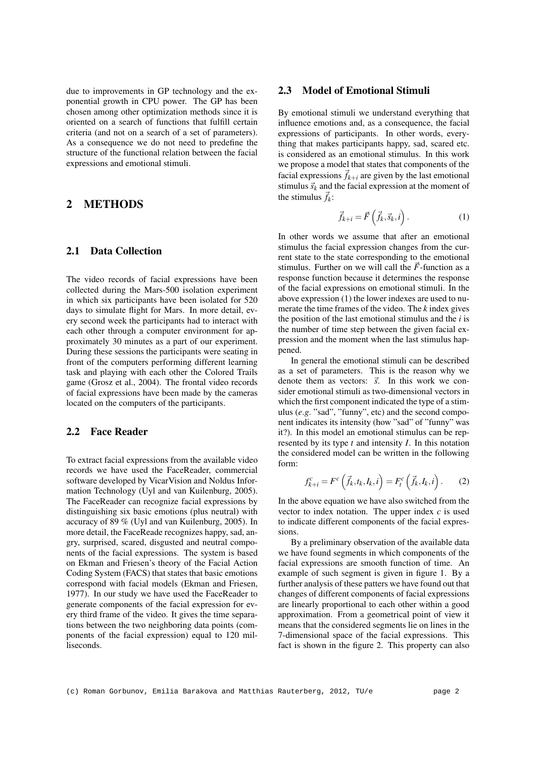due to improvements in GP technology and the exponential growth in CPU power. The GP has been chosen among other optimization methods since it is oriented on a search of functions that fulfill certain criteria (and not on a search of a set of parameters). As a consequence we do not need to predefine the structure of the functional relation between the facial expressions and emotional stimuli.

# 2 METHODS

## 2.1 Data Collection

The video records of facial expressions have been collected during the Mars-500 isolation experiment in which six participants have been isolated for 520 days to simulate flight for Mars. In more detail, every second week the participants had to interact with each other through a computer environment for approximately 30 minutes as a part of our experiment. During these sessions the participants were seating in front of the computers performing different learning task and playing with each other the Colored Trails game (Grosz et al., 2004). The frontal video records of facial expressions have been made by the cameras located on the computers of the participants.

## 2.2 Face Reader

To extract facial expressions from the available video records we have used the FaceReader, commercial software developed by VicarVision and Noldus Information Technology (Uyl and van Kuilenburg, 2005). The FaceReader can recognize facial expressions by distinguishing six basic emotions (plus neutral) with accuracy of 89 % (Uyl and van Kuilenburg, 2005). In more detail, the FaceReade recognizes happy, sad, angry, surprised, scared, disgusted and neutral components of the facial expressions. The system is based on Ekman and Friesen's theory of the Facial Action Coding System (FACS) that states that basic emotions correspond with facial models (Ekman and Friesen, 1977). In our study we have used the FaceReader to generate components of the facial expression for every third frame of the video. It gives the time separations between the two neighboring data points (components of the facial expression) equal to 120 milliseconds.

## 2.3 Model of Emotional Stimuli

By emotional stimuli we understand everything that influence emotions and, as a consequence, the facial expressions of participants. In other words, everything that makes participants happy, sad, scared etc. is considered as an emotional stimulus. In this work we propose a model that states that components of the facial expressions $\vec{f}_{k+i}$ are given by the last emotional stimulus $\vec{s}_k$ and the facial expression at the moment of the stimulus $\vec{f}_k$:

$$\vec{f}_{k+i} = \vec{F}\left(\vec{f}_k, \vec{s}_k, i\right). \tag{1}$$

In other words we assume that after an emotional stimulus the facial expression changes from the current state to the state corresponding to the emotional stimulus. Further on we will call the $\vec{F}$-function as a response function because it determines the response of the facial expressions on emotional stimuli. In the above expression (1) the lower indexes are used to numerate the time frames of the video. The $k$ index gives the position of the last emotional stimulus and the $i$ is the number of time step between the given facial expression and the moment when the last stimulus happened.

In general the emotional stimuli can be described as a set of parameters. This is the reason why we denote them as vectors: $\vec{s}$. In this work we consider emotional stimuli as two-dimensional vectors in which the first component indicated the type of a stimulus (*e.g.* "sad", "funny", etc) and the second component indicates its intensity (how "sad" of "funny" was it?). In this model an emotional stimulus can be represented by its type $t$ and intensity $I$. In this notation the considered model can be written in the following form:

$$f^c_{k+i} = F^c\left(\vec{f}_k, t_k, I_k, i\right) = F^c_t\left(\vec{f}_k, I_k, i\right). \tag{2}$$

In the above equation we have also switched from the vector to index notation. The upper index $c$ is used to indicate different components of the facial expressions.

By a preliminary observation of the available data we have found segments in which components of the facial expressions are smooth function of time. An example of such segment is given in figure 1. By a further analysis of these patters we have found out that changes of different components of facial expressions are linearly proportional to each other within a good approximation. From a geometrical point of view it means that the considered segments lie on lines in the 7-dimensional space of the facial expressions. This fact is shown in the figure 2. This property can also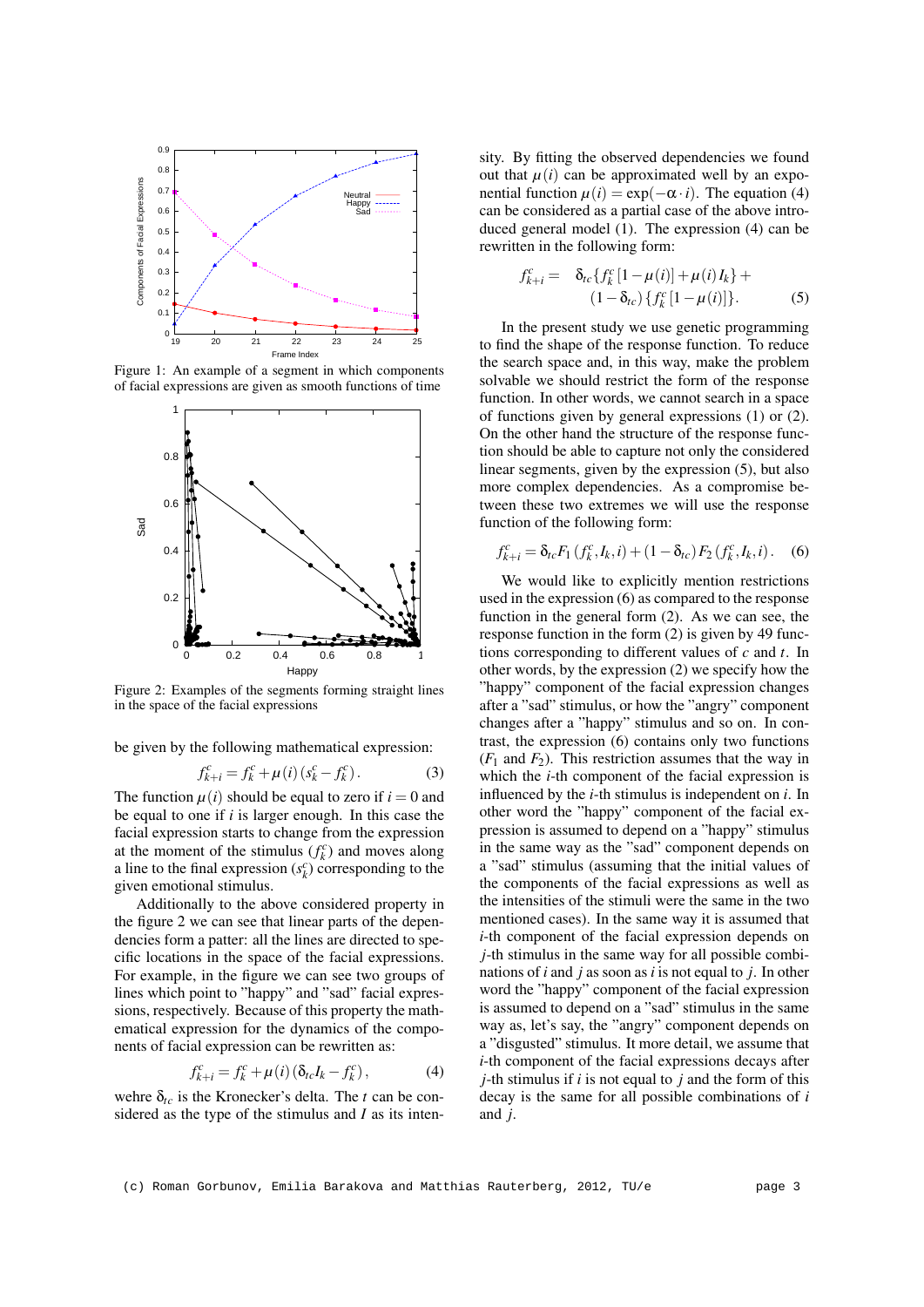Figure 1: An example of a segment in which components of facial expressions are given as smooth functions of time

Figure 2: Examples of the segments forming straight lines in the space of the facial expressions

be given by the following mathematical expression:

$$f^c_{k+i} = f^c_k + \mu(i)\,(s^c_k - f^c_k)\,. \qquad (3)$$

The function $\mu(i)$ should be equal to zero if $i = 0$ and be equal to one if $i$ is larger enough. In this case the facial expression starts to change from the expression at the moment of the stimulus ($f^c_k$) and moves along a line to the final expression ($s^c_k$) corresponding to the given emotional stimulus.

Additionally to the above considered property in the figure 2 we can see that linear parts of the dependencies form a patter: all the lines are directed to specific locations in the space of the facial expressions. For example, in the figure we can see two groups of lines which point to "happy" and "sad" facial expressions, respectively. Because of this property the mathematical expression for the dynamics of the components of facial expression can be rewritten as:

$$f^c_{k+i} = f^c_k + \mu(i)\,(\delta_{tc} I_k - f^c_k)\,, \qquad (4)$$

wehre $\delta_{tc}$ is the Kronecker's delta. The $t$ can be considered as the type of the stimulus and $I$ as its intensity. By fitting the observed dependencies we found out that $\mu(i)$ can be approximated well by an exponential function $\mu(i) = \exp(-\alpha \cdot i)$. The equation (4) can be considered as a partial case of the above introduced general model (1). The expression (4) can be rewritten in the following form:

$$\begin{aligned} f^c_{k+i} = \; & \delta_{tc}\{f^c_k\,[1-\mu(i)] + \mu(i)\, I_k\} + \\ & (1-\delta_{tc})\,\{f^c_k\,[1-\mu(i)]\}. \end{aligned} \qquad (5)$$

In the present study we use genetic programming to find the shape of the response function. To reduce the search space and, in this way, make the problem solvable we should restrict the form of the response function. In other words, we cannot search in a space of functions given by general expressions (1) or (2). On the other hand the structure of the response function should be able to capture not only the considered linear segments, given by the expression (5), but also more complex dependencies. As a compromise between these two extremes we will use the response function of the following form:

$$f^c_{k+i} = \delta_{tc} F_1\,(f^c_k, I_k, i) + (1-\delta_{tc})\, F_2\,(f^c_k, I_k, i)\,. \quad (6)$$

We would like to explicitly mention restrictions used in the expression (6) as compared to the response function in the general form (2). As we can see, the response function in the form (2) is given by 49 functions corresponding to different values of $c$ and $t$. In other words, by the expression (2) we specify how the "happy" component of the facial expression changes after a "sad" stimulus, or how the "angry" component changes after a "happy" stimulus and so on. In contrast, the expression (6) contains only two functions ($F_1$ and $F_2$). This restriction assumes that the way in which the $i$-th component of the facial expression is influenced by the $i$-th stimulus is independent on $i$. In other word the "happy" component of the facial expression is assumed to depend on a "happy" stimulus in the same way as the "sad" component depends on a "sad" stimulus (assuming that the initial values of the components of the facial expressions as well as the intensities of the stimuli were the same in the two mentioned cases). In the same way it is assumed that $i$-th component of the facial expression depends on $j$-th stimulus in the same way for all possible combinations of $i$ and $j$ as soon as $i$ is not equal to $j$. In other word the "happy" component of the facial expression is assumed to depend on a "sad" stimulus in the same way as, let's say, the "angry" component depends on a "disgusted" stimulus. It more detail, we assume that $i$-th component of the facial expressions decays after $j$-th stimulus if $i$ is not equal to $j$ and the form of this decay is the same for all possible combinations of $i$ and $j$.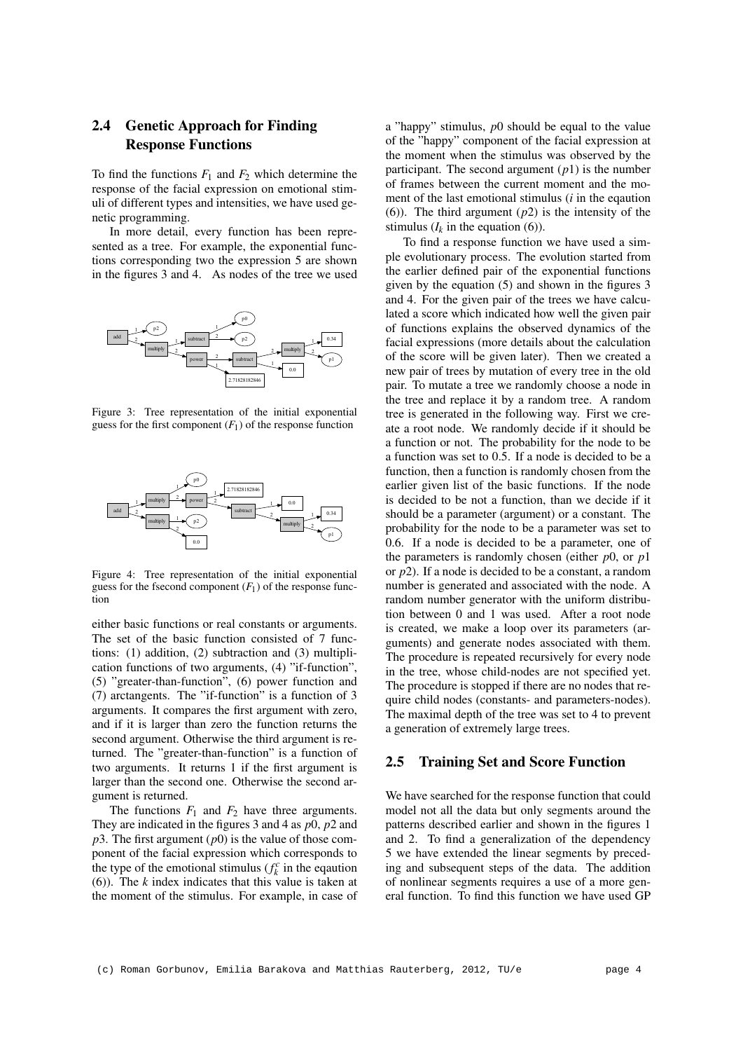## 2.4 Genetic Approach for Finding Response Functions

To find the functions $F_1$ and $F_2$ which determine the response of the facial expression on emotional stimuli of different types and intensities, we have used genetic programming.

In more detail, every function has been represented as a tree. For example, the exponential functions corresponding two the expression 5 are shown in the figures 3 and 4. As nodes of the tree we used

Figure 3: Tree representation of the initial exponential guess for the first component ($F_1$) of the response function

Figure 4: Tree representation of the initial exponential guess for the fsecond component ($F_1$) of the response function

either basic functions or real constants or arguments. The set of the basic function consisted of 7 functions: (1) addition, (2) subtraction and (3) multiplication functions of two arguments, (4) "if-function", (5) "greater-than-function", (6) power function and (7) arctangents. The "if-function" is a function of 3 arguments. It compares the first argument with zero, and if it is larger than zero the function returns the second argument. Otherwise the third argument is returned. The "greater-than-function" is a function of two arguments. It returns 1 if the first argument is larger than the second one. Otherwise the second argument is returned.

The functions $F_1$ and $F_2$ have three arguments. They are indicated in the figures 3 and 4 as $p0$, $p2$ and $p3$. The first argument ($p0$) is the value of those component of the facial expression which corresponds to the type of the emotional stimulus ($f_k^c$ in the eqation (6)). The $k$ index indicates that this value is taken at the moment of the stimulus. For example, in case of a "happy" stimulus, $p0$ should be equal to the value of the "happy" component of the facial expression at the moment when the stimulus was observed by the participant. The second argument ($p1$) is the number of frames between the current moment and the moment of the last emotional stimulus ($i$ in the eqution (6)). The third argument ($p2$) is the intensity of the stimulus ($I_k$ in the equation (6)).

To find a response function we have used a simple evolutionary process. The evolution started from the earlier defined pair of the exponential functions given by the equation (5) and shown in the figures 3 and 4. For the given pair of the trees we have calculated a score which indicated how well the given pair of functions explains the observed dynamics of the facial expressions (more details about the calculation of the score will be given later). Then we created a new pair of trees by mutation of every tree in the old pair. To mutate a tree we randomly choose a node in the tree and replace it by a random tree. A random tree is generated in the following way. First we create a root node. We randomly decide if it should be a function or not. The probability for the node to be a function was set to 0.5. If a node is decided to be a function, then a function is randomly chosen from the earlier given list of the basic functions. If the node is decided to be not a function, than we decide if it should be a parameter (argument) or a constant. The probability for the node to be a parameter was set to 0.6. If a node is decided to be a parameter, one of the parameters is randomly chosen (either $p0$, or $p1$ or $p2$). If a node is decided to be a constant, a random number is generated and associated with the node. A random number generator with the uniform distribution between 0 and 1 was used. After a root node is created, we make a loop over its parameters (arguments) and generate nodes associated with them. The procedure is repeated recursively for every node in the tree, whose child-nodes are not specified yet. The procedure is stopped if there are no nodes that require child nodes (constants- and parameters-nodes). The maximal depth of the tree was set to 4 to prevent a generation of extremely large trees.

## 2.5 Training Set and Score Function

We have searched for the response function that could model not all the data but only segments around the patterns described earlier and shown in the figures 1 and 2. To find a generalization of the dependency 5 we have extended the linear segments by preceding and subsequent steps of the data. The addition of nonlinear segments requires a use of a more general function. To find this function we have used GP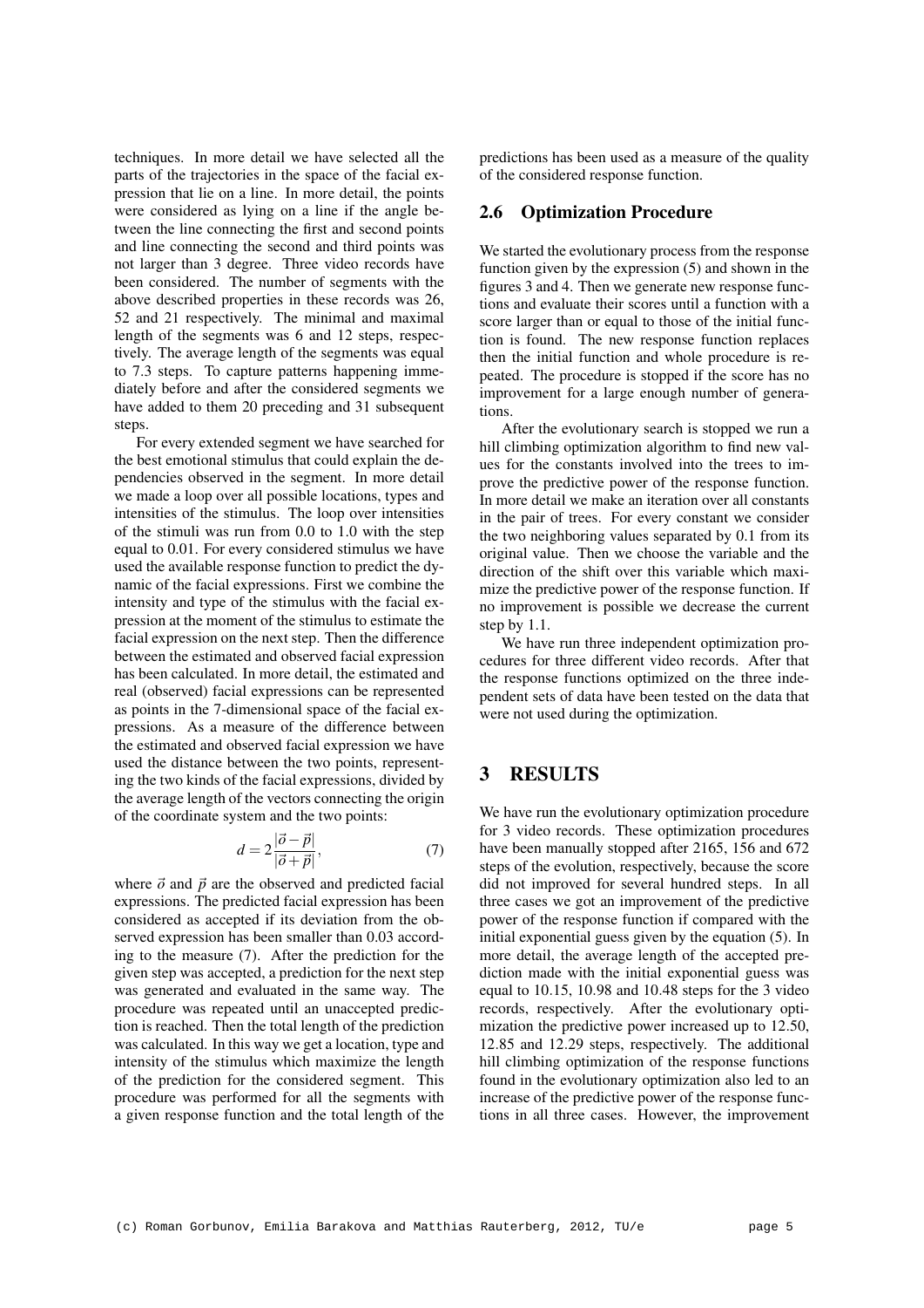techniques. In more detail we have selected all the parts of the trajectories in the space of the facial expression that lie on a line. In more detail, the points were considered as lying on a line if the angle between the line connecting the first and second points and line connecting the second and third points was not larger than 3 degree. Three video records have been considered. The number of segments with the above described properties in these records was 26, 52 and 21 respectively. The minimal and maximal length of the segments was 6 and 12 steps, respectively. The average length of the segments was equal to 7.3 steps. To capture patterns happening immediately before and after the considered segments we have added to them 20 preceding and 31 subsequent steps.

For every extended segment we have searched for the best emotional stimulus that could explain the dependencies observed in the segment. In more detail we made a loop over all possible locations, types and intensities of the stimulus. The loop over intensities of the stimuli was run from 0.0 to 1.0 with the step equal to 0.01. For every considered stimulus we have used the available response function to predict the dynamic of the facial expressions. First we combine the intensity and type of the stimulus with the facial expression at the moment of the stimulus to estimate the facial expression on the next step. Then the difference between the estimated and observed facial expression has been calculated. In more detail, the estimated and real (observed) facial expressions can be represented as points in the 7-dimensional space of the facial expressions. As a measure of the difference between the estimated and observed facial expression we have used the distance between the two points, representing the two kinds of the facial expressions, divided by the average length of the vectors connecting the origin of the coordinate system and the two points:

$$d = 2\frac{|\vec{o} - \vec{p}|}{|\vec{o} + \vec{p}|}, \quad (7)$$

where $\vec{o}$ and $\vec{p}$ are the observed and predicted facial expressions. The predicted facial expression has been considered as accepted if its deviation from the observed expression has been smaller than 0.03 according to the measure (7). After the prediction for the given step was accepted, a prediction for the next step was generated and evaluated in the same way. The procedure was repeated until an unaccepted prediction is reached. Then the total length of the prediction was calculated. In this way we get a location, type and intensity of the stimulus which maximize the length of the prediction for the considered segment. This procedure was performed for all the segments with a given response function and the total length of the predictions has been used as a measure of the quality of the considered response function.

### 2.6 Optimization Procedure

We started the evolutionary process from the response function given by the expression (5) and shown in the figures 3 and 4. Then we generate new response functions and evaluate their scores until a function with a score larger than or equal to those of the initial function is found. The new response function replaces then the initial function and whole procedure is repeated. The procedure is stopped if the score has no improvement for a large enough number of generations.

After the evolutionary search is stopped we run a hill climbing optimization algorithm to find new values for the constants involved into the trees to improve the predictive power of the response function. In more detail we make an iteration over all constants in the pair of trees. For every constant we consider the two neighboring values separated by 0.1 from its original value. Then we choose the variable and the direction of the shift over this variable which maximize the predictive power of the response function. If no improvement is possible we decrease the current step by 1.1.

We have run three independent optimization procedures for three different video records. After that the response functions optimized on the three independent sets of data have been tested on the data that were not used during the optimization.

## 3 RESULTS

We have run the evolutionary optimization procedure for 3 video records. These optimization procedures have been manually stopped after 2165, 156 and 672 steps of the evolution, respectively, because the score did not improved for several hundred steps. In all three cases we got an improvement of the predictive power of the response function if compared with the initial exponential guess given by the equation (5). In more detail, the average length of the accepted prediction made with the initial exponential guess was equal to 10.15, 10.98 and 10.48 steps for the 3 video records, respectively. After the evolutionary optimization the predictive power increased up to 12.50, 12.85 and 12.29 steps, respectively. The additional hill climbing optimization of the response functions found in the evolutionary optimization also led to an increase of the predictive power of the response functions in all three cases. However, the improvement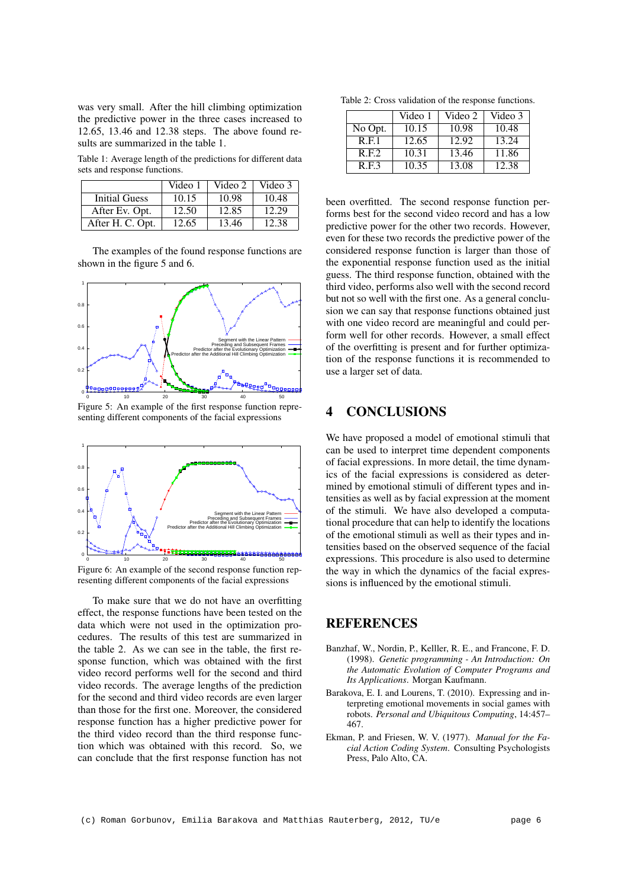was very small. After the hill climbing optimization the predictive power in the three cases increased to 12.65, 13.46 and 12.38 steps. The above found results are summarized in the table 1.

Table 1: Average length of the predictions for different data sets and response functions.

| | Video 1 | Video 2 | Video 3 |
|---|---|---|---|
| Initial Guess | 10.15 | 10.98 | 10.48 |
| After Ev. Opt. | 12.50 | 12.85 | 12.29 |
| After H. C. Opt. | 12.65 | 13.46 | 12.38 |

The examples of the found response functions are shown in the figure 5 and 6.

Figure 5: An example of the first response function representing different components of the facial expressions

Figure 6: An example of the second response function representing different components of the facial expressions

To make sure that we do not have an overfitting effect, the response functions have been tested on the data which were not used in the optimization procedures. The results of this test are summarized in the table 2. As we can see in the table, the first response function, which was obtained with the first video record performs well for the second and third video records. The average lengths of the prediction for the second and third video records are even larger than those for the first one. Moreover, the considered response function has a higher predictive power for the third video record than the third response function which was obtained with this record. So, we can conclude that the first response function has not been overfitted. The second response function performs best for the second video record and has a low predictive power for the other two records. However, even for these two records the predictive power of the considered response function is larger than those of the exponential response function used as the initial guess. The third response function, obtained with the third video, performs also well with the second record but not so well with the first one. As a general conclusion we can say that response functions obtained just with one video record are meaningful and could perform well for other records. However, a small effect of the overfitting is present and for further optimization of the response functions it is recommended to use a larger set of data.

Table 2: Cross validation of the response functions.

| | Video 1 | Video 2 | Video 3 |
|---|---|---|---|
| No Opt. | 10.15 | 10.98 | 10.48 |
| R.F.1 | 12.65 | 12.92 | 13.24 |
| R.F.2 | 10.31 | 13.46 | 11.86 |
| R.F.3 | 10.35 | 13.08 | 12.38 |

## 4 CONCLUSIONS

We have proposed a model of emotional stimuli that can be used to interpret time dependent components of facial expressions. In more detail, the time dynamics of the facial expressions is considered as determined by emotional stimuli of different types and intensities as well as by facial expression at the moment of the stimuli. We have also developed a computational procedure that can help to identify the locations of the emotional stimuli as well as their types and intensities based on the observed sequence of the facial expressions. This procedure is also used to determine the way in which the dynamics of the facial expressions is influenced by the emotional stimuli.

## REFERENCES

Banzhaf, W., Nordin, P., Kelller, R. E., and Francone, F. D. (1998). *Genetic programming - An Introduction: On the Automatic Evolution of Computer Programs and Its Applications*. Morgan Kaufmann.

Barakova, E. I. and Lourens, T. (2010). Expressing and interpreting emotional movements in social games with robots. *Personal and Ubiquitous Computing*, 14:457–467.

Ekman, P. and Friesen, W. V. (1977). *Manual for the Facial Action Coding System*. Consulting Psychologists Press, Palo Alto, CA.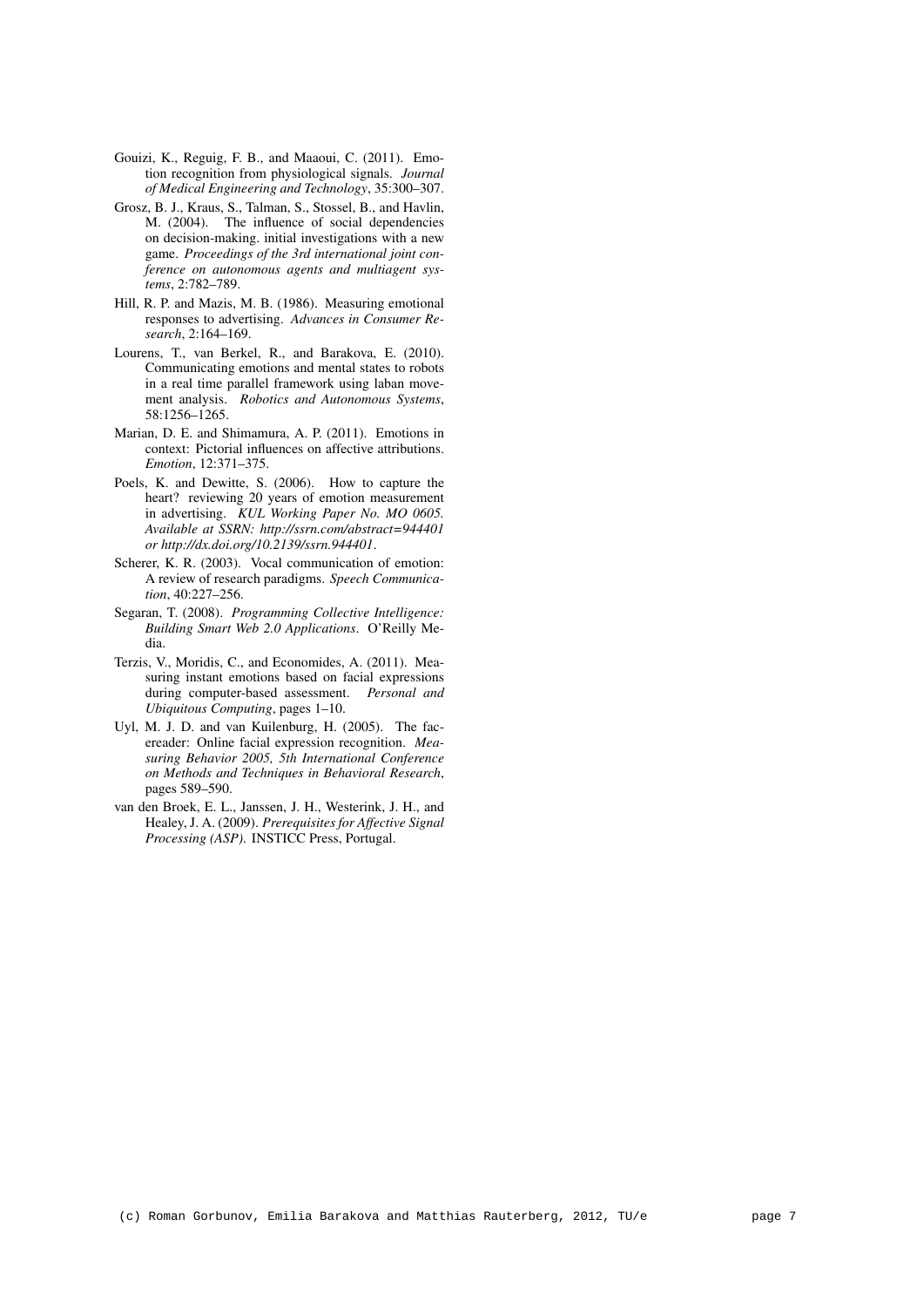Gouizi, K., Reguig, F. B., and Maaoui, C. (2011). Emotion recognition from physiological signals. *Journal of Medical Engineering and Technology*, 35:300–307.

Grosz, B. J., Kraus, S., Talman, S., Stossel, B., and Havlin, M. (2004). The influence of social dependencies on decision-making. initial investigations with a new game. *Proceedings of the 3rd international joint conference on autonomous agents and multiagent systems*, 2:782–789.

Hill, R. P. and Mazis, M. B. (1986). Measuring emotional responses to advertising. *Advances in Consumer Research*, 2:164–169.

Lourens, T., van Berkel, R., and Barakova, E. (2010). Communicating emotions and mental states to robots in a real time parallel framework using laban movement analysis. *Robotics and Autonomous Systems*, 58:1256–1265.

Marian, D. E. and Shimamura, A. P. (2011). Emotions in context: Pictorial influences on affective attributions. *Emotion*, 12:371–375.

Poels, K. and Dewitte, S. (2006). How to capture the heart? reviewing 20 years of emotion measurement in advertising. *KUL Working Paper No. MO 0605. Available at SSRN: http://ssrn.com/abstract=944401 or http://dx.doi.org/10.2139/ssrn.944401*.

Scherer, K. R. (2003). Vocal communication of emotion: A review of research paradigms. *Speech Communication*, 40:227–256.

Segaran, T. (2008). *Programming Collective Intelligence: Building Smart Web 2.0 Applications*. O'Reilly Media.

Terzis, V., Moridis, C., and Economides, A. (2011). Measuring instant emotions based on facial expressions during computer-based assessment. *Personal and Ubiquitous Computing*, pages 1–10.

Uyl, M. J. D. and van Kuilenburg, H. (2005). The facereader: Online facial expression recognition. *Measuring Behavior 2005, 5th International Conference on Methods and Techniques in Behavioral Research*, pages 589–590.

van den Broek, E. L., Janssen, J. H., Westerink, J. H., and Healey, J. A. (2009). *Prerequisites for Affective Signal Processing (ASP)*. INSTICC Press, Portugal.